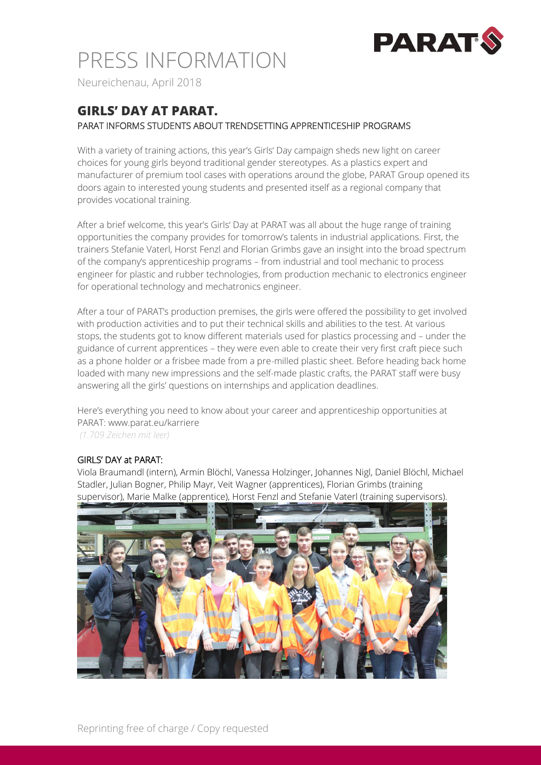# PRESS INFORMATION

Neureichenau, April 2018

## GIRLS' DAY AT PARAT.

PARAT INFORMS STUDENTS ABOUT TRENDSETTING APPRENTICESHIP PROGRAMS

With a variety of training actions, this year's Girls' Day campaign sheds new light on career choices for young girls beyond traditional gender stereotypes. As a plastics expert and manufacturer of premium tool cases with operations around the globe, PARAT Group opened its doors again to interested young students and presented itself as a regional company that provides vocational training.

After a brief welcome, this year's Girls' Day at PARAT was all about the huge range of training opportunities the company provides for tomorrow's talents in industrial applications. First, the trainers Stefanie Vaterl, Horst Fenzl and Florian Grimbs gave an insight into the broad spectrum of the company's apprenticeship programs – from industrial and tool mechanic to process engineer for plastic and rubber technologies, from production mechanic to electronics engineer for operational technology and mechatronics engineer.

After a tour of PARAT's production premises, the girls were offered the possibility to get involved with production activities and to put their technical skills and abilities to the test. At various stops, the students got to know different materials used for plastics processing and – under the guidance of current apprentices – they were even able to create their very first craft piece such as a phone holder or a frisbee made from a pre-milled plastic sheet. Before heading back home loaded with many new impressions and the self-made plastic crafts, the PARAT staff were busy answering all the girls' questions on internships and application deadlines.

Here's everything you need to know about your career and apprenticeship opportunities at PARAT: www.parat.eu/karriere

*(1.709 Zeichen mit leer)*

GIRLS' DAY at PARAT:
Viola Braumandl (intern), Armin Blöchl, Vanessa Holzinger, Johannes Nigl, Daniel Blöchl, Michael Stadler, Julian Bogner, Philip Mayr, Veit Wagner (apprentices), Florian Grimbs (training supervisor), Marie Malke (apprentice), Horst Fenzl and Stefanie Vaterl (training supervisors).

Reprinting free of charge / Copy requested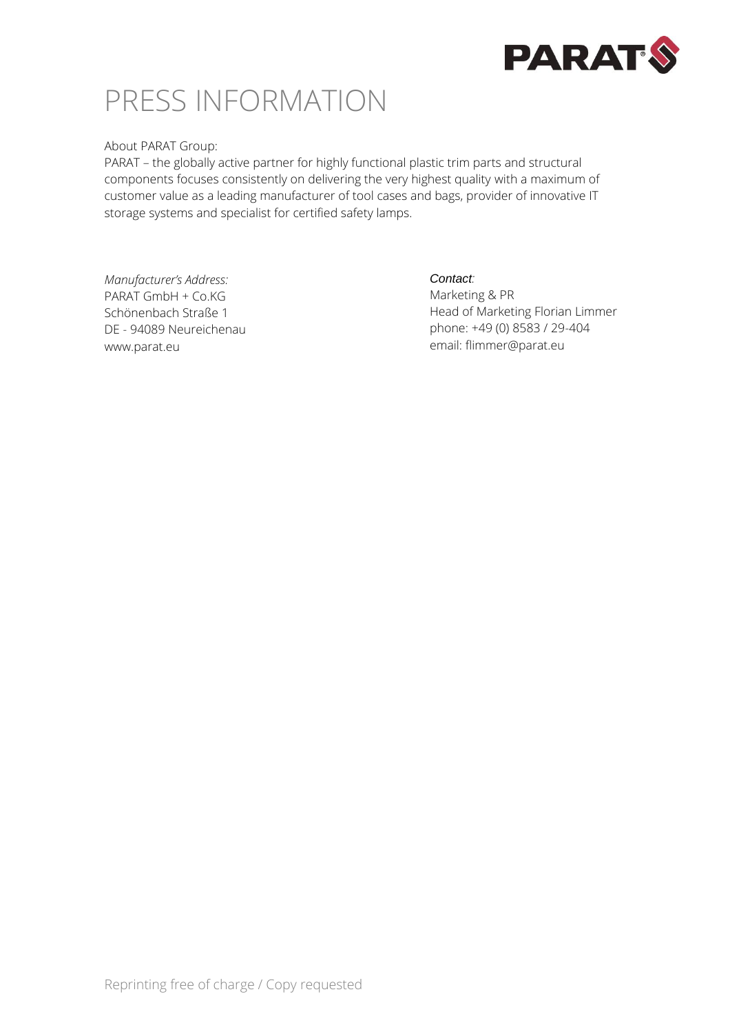# PRESS INFORMATION

About PARAT Group:
PARAT – the globally active partner for highly functional plastic trim parts and structural components focuses consistently on delivering the very highest quality with a maximum of customer value as a leading manufacturer of tool cases and bags, provider of innovative IT storage systems and specialist for certified safety lamps.

*Manufacturer's Address:*
PARAT GmbH + Co.KG
Schönenbach Straße 1
DE - 94089 Neureichenau
www.parat.eu

*Contact:*
Marketing & PR
Head of Marketing Florian Limmer
phone: +49 (0) 8583 / 29-404
email: flimmer@parat.eu

Reprinting free of charge / Copy requested